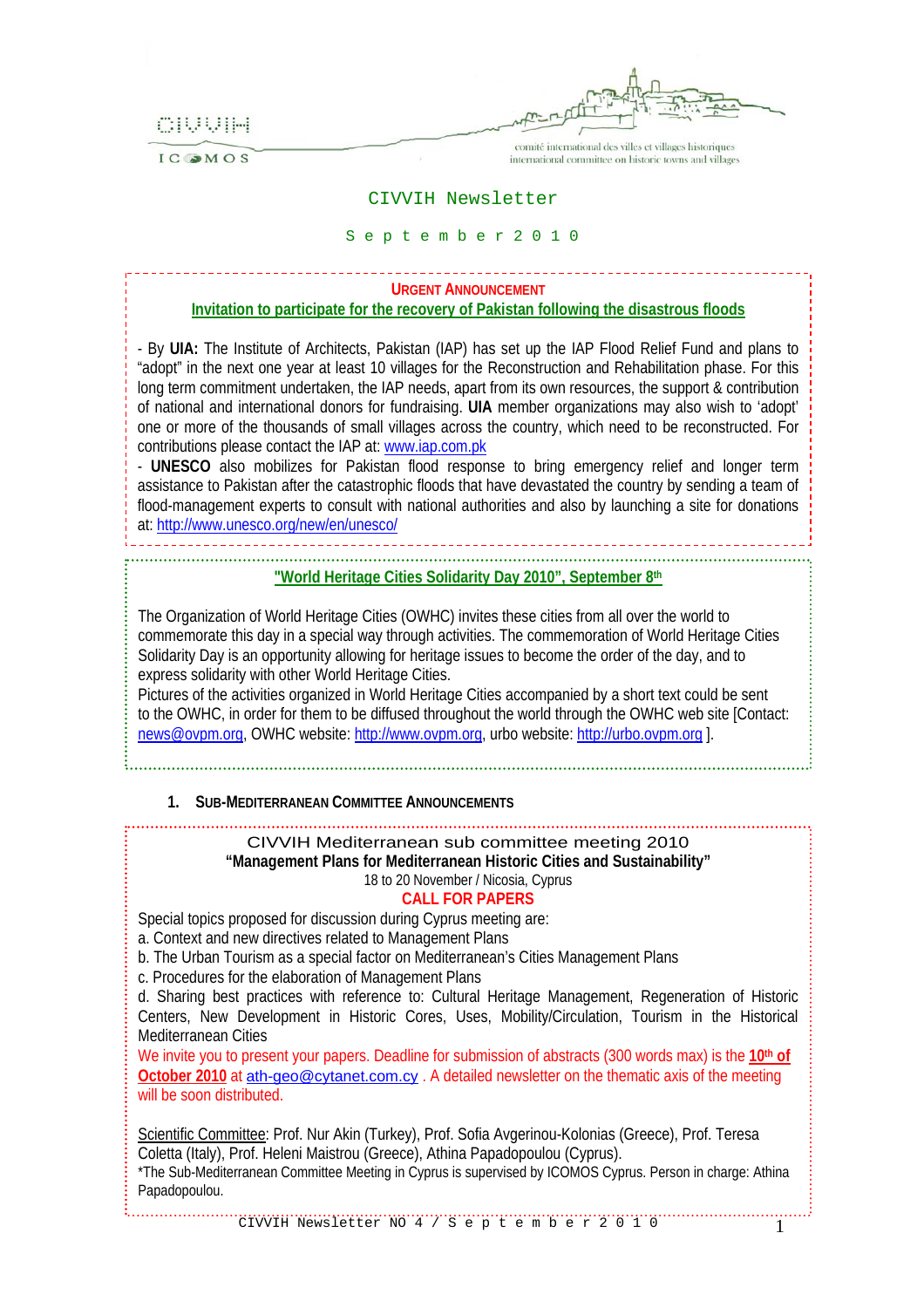CIVVIH

ICOMOS

comité international des villes et villages historiques
international committee on historic towns and villages

# CIVVIH Newsletter

September 2010

**URGENT ANNOUNCEMENT**

**Invitation to participate for the recovery of Pakistan following the disastrous floods**

- By **UIA:** The Institute of Architects, Pakistan (IAP) has set up the IAP Flood Relief Fund and plans to "adopt" in the next one year at least 10 villages for the Reconstruction and Rehabilitation phase. For this long term commitment undertaken, the IAP needs, apart from its own resources, the support & contribution of national and international donors for fundraising. **UIA** member organizations may also wish to 'adopt' one or more of the thousands of small villages across the country, which need to be reconstructed. For contributions please contact the IAP at: www.iap.com.pk
- **UNESCO** also mobilizes for Pakistan flood response to bring emergency relief and longer term assistance to Pakistan after the catastrophic floods that have devastated the country by sending a team of flood-management experts to consult with national authorities and also by launching a site for donations at: http://www.unesco.org/new/en/unesco/

**"World Heritage Cities Solidarity Day 2010", September 8th**

The Organization of World Heritage Cities (OWHC) invites these cities from all over the world to commemorate this day in a special way through activities. The commemoration of World Heritage Cities Solidarity Day is an opportunity allowing for heritage issues to become the order of the day, and to express solidarity with other World Heritage Cities.
Pictures of the activities organized in World Heritage Cities accompanied by a short text could be sent to the OWHC, in order for them to be diffused throughout the world through the OWHC web site [Contact: news@ovpm.org, OWHC website: http://www.ovpm.org, urbo website: http://urbo.ovpm.org ].

## 1. SUB-MEDITERRANEAN COMMITTEE ANNOUNCEMENTS

CIVVIH Mediterranean sub committee meeting 2010

**"Management Plans for Mediterranean Historic Cities and Sustainability"**

18 to 20 November / Nicosia, Cyprus

**CALL FOR PAPERS**

Special topics proposed for discussion during Cyprus meeting are:

a. Context and new directives related to Management Plans
b. The Urban Tourism as a special factor on Mediterranean's Cities Management Plans
c. Procedures for the elaboration of Management Plans
d. Sharing best practices with reference to: Cultural Heritage Management, Regeneration of Historic Centers, New Development in Historic Cores, Uses, Mobility/Circulation, Tourism in the Historical Mediterranean Cities

We invite you to present your papers. Deadline for submission of abstracts (300 words max) is the **10th of October 2010** at ath-geo@cytanet.com.cy . A detailed newsletter on the thematic axis of the meeting will be soon distributed.

Scientific Committee: Prof. Nur Akin (Turkey), Prof. Sofia Avgerinou-Kolonias (Greece), Prof. Teresa Coletta (Italy), Prof. Heleni Maistrou (Greece), Athina Papadopoulou (Cyprus).

*The Sub-Mediterranean Committee Meeting in Cyprus is supervised by ICOMOS Cyprus. Person in charge: Athina Papadopoulou.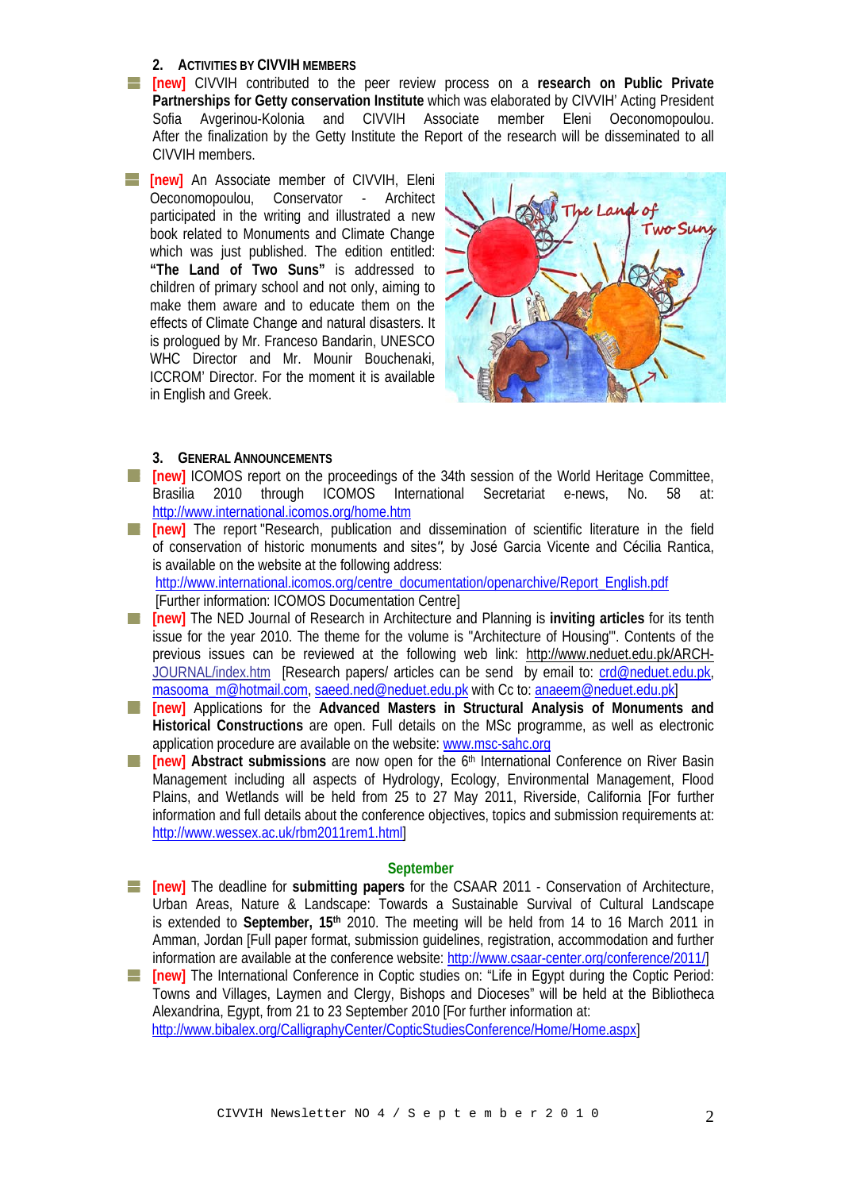## 2. Activities by CIVVIH members

- **[new]** CIVVIH contributed to the peer review process on a **research on Public Private Partnerships for Getty conservation Institute** which was elaborated by CIVVIH' Acting President Sofia Avgerinou-Kolonia and CIVVIH Associate member Eleni Oeconomopoulou. After the finalization by the Getty Institute the Report of the research will be disseminated to all CIVVIH members.
- **[new]** An Associate member of CIVVIH, Eleni Oeconomopoulou, Conservator - Architect participated in the writing and illustrated a new book related to Monuments and Climate Change which was just published. The edition entitled: **"The Land of Two Suns"** is addressed to children of primary school and not only, aiming to make them aware and to educate them on the effects of Climate Change and natural disasters. It is prologued by Mr. Franceso Bandarin, UNESCO WHC Director and Mr. Mounir Bouchenaki, ICCROM' Director. For the moment it is available in English and Greek.

## 3. General Announcements

- **[new]** ICOMOS report on the proceedings of the 34th session of the World Heritage Committee, Brasilia 2010 through ICOMOS International Secretariat e-news, No. 58 at: http://www.international.icomos.org/home.htm
- **[new]** The report "Research, publication and dissemination of scientific literature in the field of conservation of historic monuments and sites", by José Garcia Vicente and Cécilia Rantica, is available on the website at the following address: http://www.international.icomos.org/centre_documentation/openarchive/Report_English.pdf [Further information: ICOMOS Documentation Centre]
- **[new]** The NED Journal of Research in Architecture and Planning is **inviting articles** for its tenth issue for the year 2010. The theme for the volume is "Architecture of Housing"'. Contents of the previous issues can be reviewed at the following web link: http://www.neduet.edu.pk/ARCH-JOURNAL/index.htm [Research papers/ articles can be send by email to: crd@neduet.edu.pk, masooma_m@hotmail.com, saeed.ned@neduet.edu.pk with Cc to: anaeem@neduet.edu.pk]
- **[new]** Applications for the **Advanced Masters in Structural Analysis of Monuments and Historical Constructions** are open. Full details on the MSc programme, as well as electronic application procedure are available on the website: www.msc-sahc.org
- **[new]** **Abstract submissions** are now open for the 6th International Conference on River Basin Management including all aspects of Hydrology, Ecology, Environmental Management, Flood Plains, and Wetlands will be held from 25 to 27 May 2011, Riverside, California [For further information and full details about the conference objectives, topics and submission requirements at: http://www.wessex.ac.uk/rbm2011rem1.html]

### September

- **[new]** The deadline for **submitting papers** for the CSAAR 2011 - Conservation of Architecture, Urban Areas, Nature & Landscape: Towards a Sustainable Survival of Cultural Landscape is extended to **September, 15th** 2010. The meeting will be held from 14 to 16 March 2011 in Amman, Jordan [Full paper format, submission guidelines, registration, accommodation and further information are available at the conference website: http://www.csaar-center.org/conference/2011/]
- **[new]** The International Conference in Coptic studies on: "Life in Egypt during the Coptic Period: Towns and Villages, Laymen and Clergy, Bishops and Dioceses" will be held at the Bibliotheca Alexandrina, Egypt, from 21 to 23 September 2010 [For further information at: http://www.bibalex.org/CalligraphyCenter/CopticStudiesConference/Home/Home.aspx]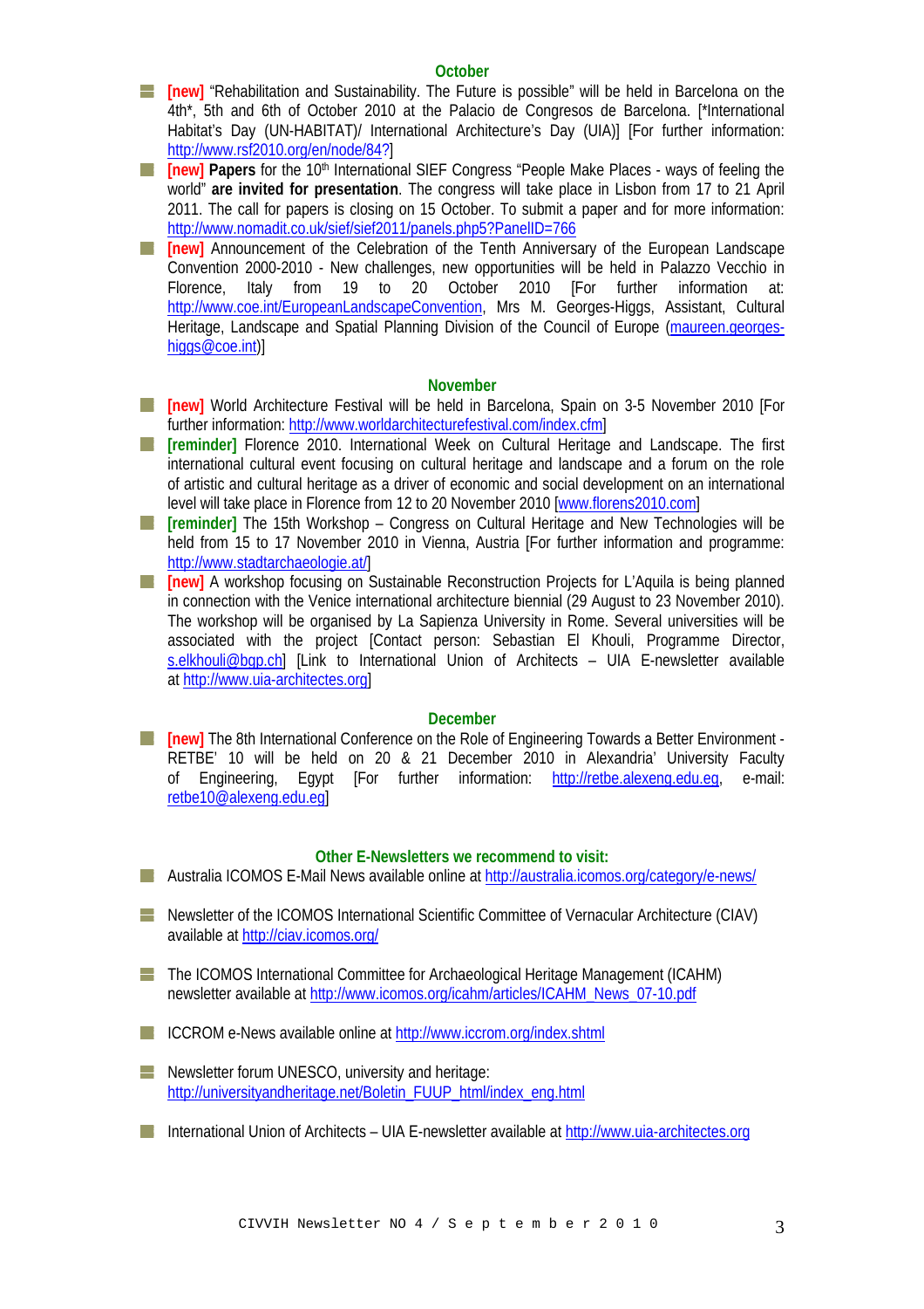## October

- **[new]** "Rehabilitation and Sustainability. The Future is possible" will be held in Barcelona on the 4th*, 5th and 6th of October 2010 at the Palacio de Congresos de Barcelona. [*International Habitat's Day (UN-HABITAT)/ International Architecture's Day (UIA)] [For further information: http://www.rsf2010.org/en/node/84?]
- **[new] Papers** for the 10th International SIEF Congress "People Make Places - ways of feeling the world" **are invited for presentation**. The congress will take place in Lisbon from 17 to 21 April 2011. The call for papers is closing on 15 October. To submit a paper and for more information: http://www.nomadit.co.uk/sief/sief2011/panels.php5?PanelID=766
- **[new]** Announcement of the Celebration of the Tenth Anniversary of the European Landscape Convention 2000-2010 - New challenges, new opportunities will be held in Palazzo Vecchio in Florence, Italy from 19 to 20 October 2010 [For further information at: http://www.coe.int/EuropeanLandscapeConvention, Mrs M. Georges-Higgs, Assistant, Cultural Heritage, Landscape and Spatial Planning Division of the Council of Europe (maureen.georges-higgs@coe.int)]

## November

- **[new]** World Architecture Festival will be held in Barcelona, Spain on 3-5 November 2010 [For further information: http://www.worldarchitecturefestival.com/index.cfm]
- **[reminder]** Florence 2010. International Week on Cultural Heritage and Landscape. The first international cultural event focusing on cultural heritage and landscape and a forum on the role of artistic and cultural heritage as a driver of economic and social development on an international level will take place in Florence from 12 to 20 November 2010 [www.florens2010.com]
- **[reminder]** The 15th Workshop – Congress on Cultural Heritage and New Technologies will be held from 15 to 17 November 2010 in Vienna, Austria [For further information and programme: http://www.stadtarchaeologie.at/]
- **[new]** A workshop focusing on Sustainable Reconstruction Projects for L'Aquila is being planned in connection with the Venice international architecture biennial (29 August to 23 November 2010). The workshop will be organised by La Sapienza University in Rome. Several universities will be associated with the project [Contact person: Sebastian El Khouli, Programme Director, s.elkhouli@bgp.ch] [Link to International Union of Architects – UIA E-newsletter available at http://www.uia-architectes.org]

## December

- **[new]** The 8th International Conference on the Role of Engineering Towards a Better Environment - RETBE' 10 will be held on 20 & 21 December 2010 in Alexandria' University Faculty of Engineering, Egypt [For further information: http://retbe.alexeng.edu.eg, e-mail: retbe10@alexeng.edu.eg]

## Other E-Newsletters we recommend to visit:

- Australia ICOMOS E-Mail News available online at http://australia.icomos.org/category/e-news/
- Newsletter of the ICOMOS International Scientific Committee of Vernacular Architecture (CIAV) available at http://ciav.icomos.org/
- The ICOMOS International Committee for Archaeological Heritage Management (ICAHM) newsletter available at http://www.icomos.org/icahm/articles/ICAHM_News_07-10.pdf
- ICCROM e-News available online at http://www.iccrom.org/index.shtml
- Newsletter forum UNESCO, university and heritage: http://universityandheritage.net/Boletin_FUUP_html/index_eng.html
- International Union of Architects – UIA E-newsletter available at http://www.uia-architectes.org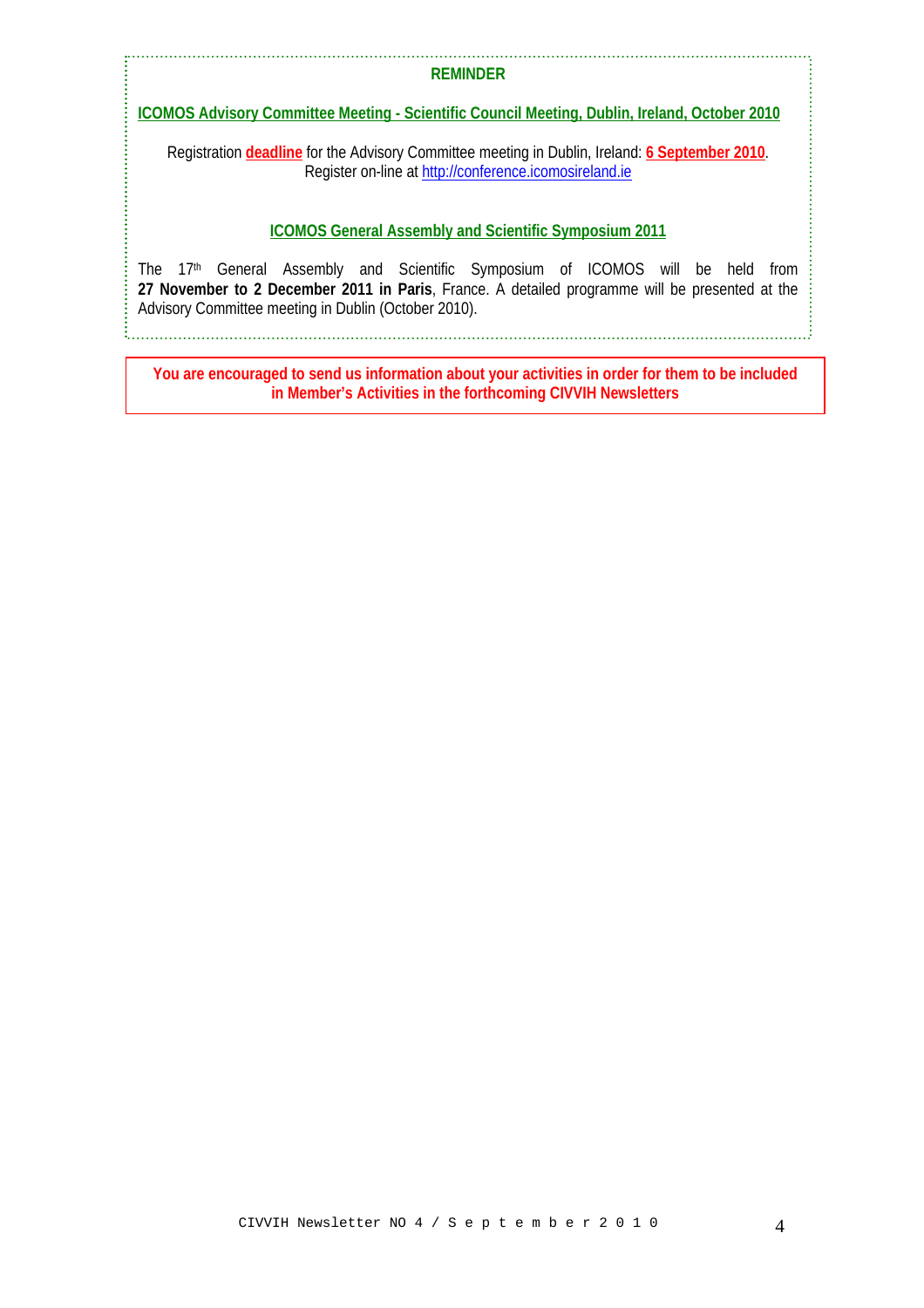**REMINDER**

**ICOMOS Advisory Committee Meeting - Scientific Council Meeting, Dublin, Ireland, October 2010**

Registration **deadline** for the Advisory Committee meeting in Dublin, Ireland: **6 September 2010**.
Register on-line at http://conference.icomosireland.ie

**ICOMOS General Assembly and Scientific Symposium 2011**

The 17th General Assembly and Scientific Symposium of ICOMOS will be held from **27 November to 2 December 2011 in Paris**, France. A detailed programme will be presented at the Advisory Committee meeting in Dublin (October 2010).

**You are encouraged to send us information about your activities in order for them to be included in Member's Activities in the forthcoming CIVVIH Newsletters**